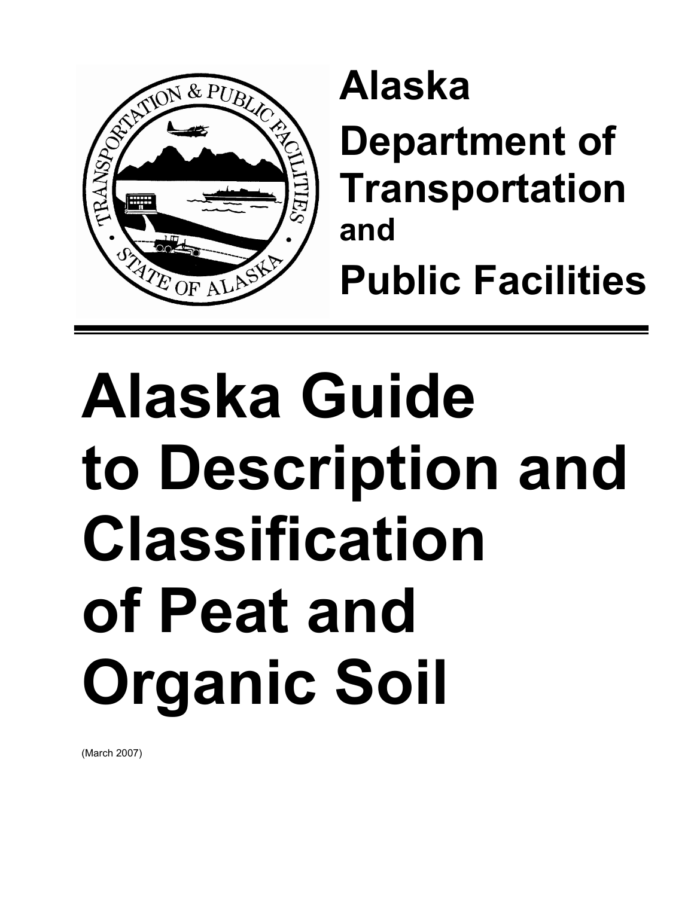**Alaska Department of Transportation and Public Facilities**

# Alaska Guide to Description and Classification of Peat and Organic Soil

(March 2007)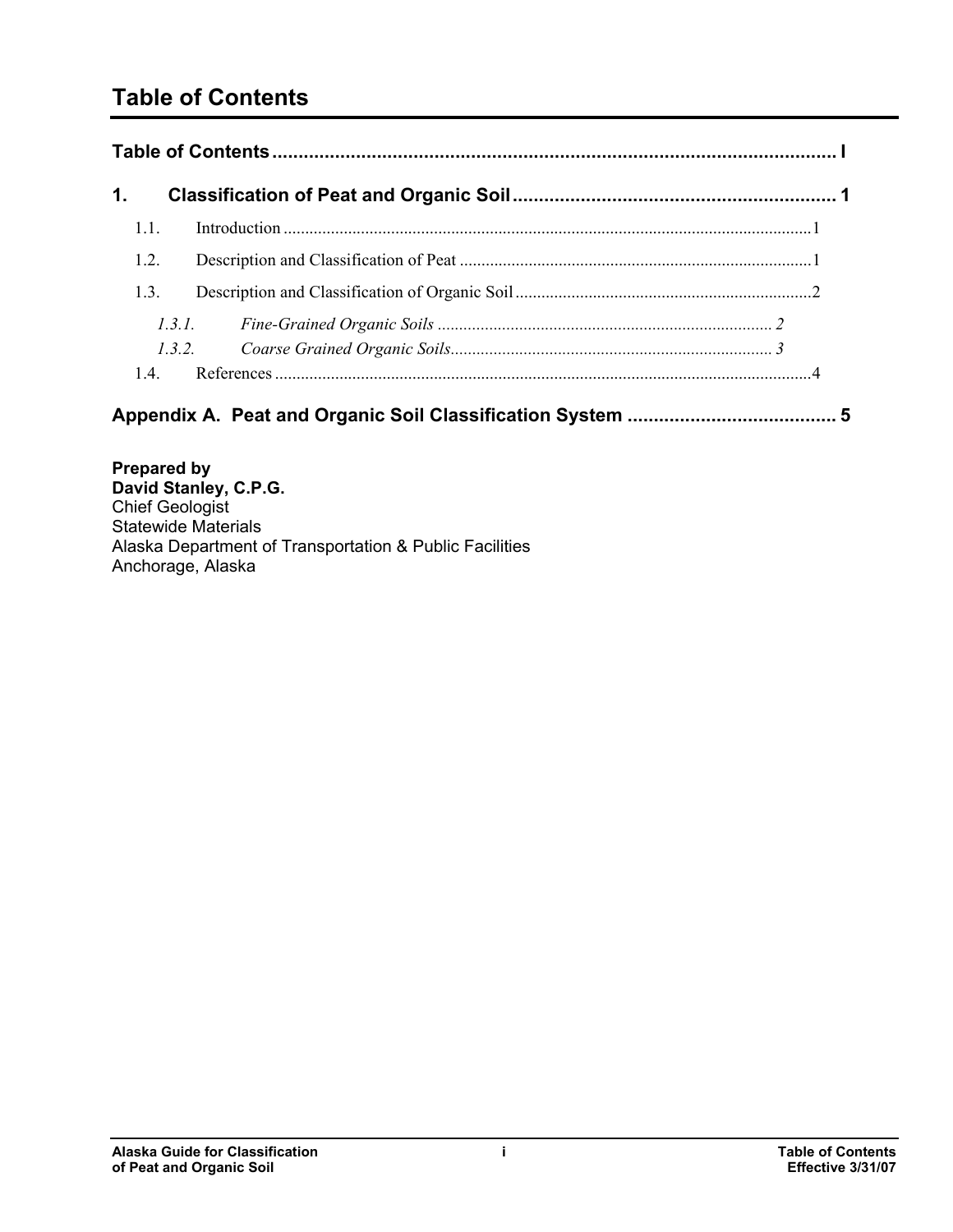# Table of Contents

**Table of Contents** ........................................................................................................ I

**1. Classification of Peat and Organic Soil** ........................................................ 1

- 1.1. Introduction ........................................................................................................1
- 1.2. Description and Classification of Peat ...............................................................1
- 1.3. Description and Classification of Organic Soil ..................................................2
  - *1.3.1. Fine-Grained Organic Soils* ........................................................................ 2
  - *1.3.2. Coarse Grained Organic Soils*..................................................................... 3
- 1.4. References ..........................................................................................................4

**Appendix A. Peat and Organic Soil Classification System** ..................................... 5

**Prepared by**
**David Stanley, C.P.G.**
Chief Geologist
Statewide Materials
Alaska Department of Transportation & Public Facilities
Anchorage, Alaska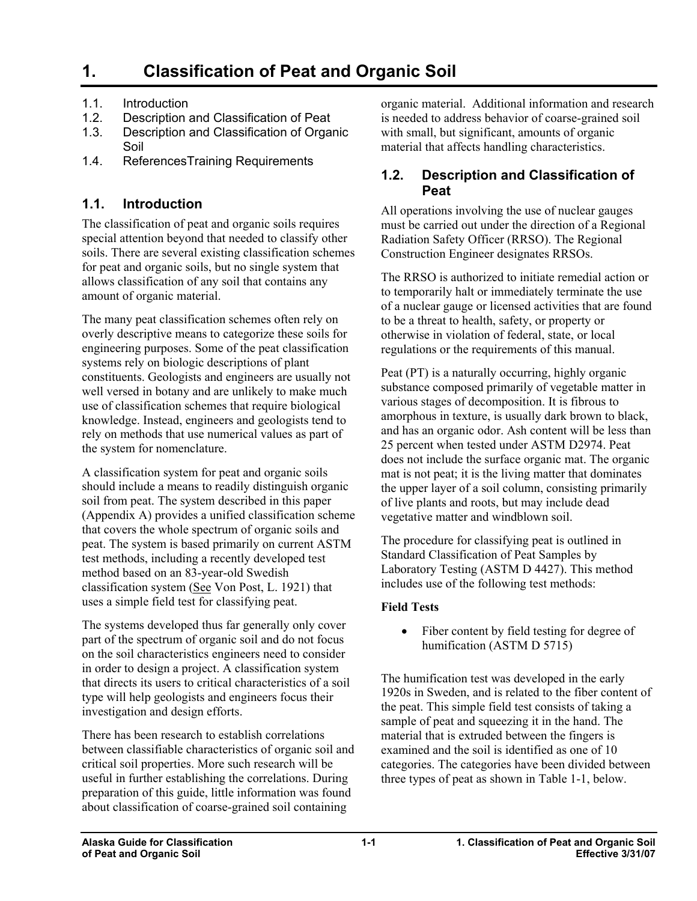# 1. Classification of Peat and Organic Soil

1.1. Introduction
1.2. Description and Classification of Peat
1.3. Description and Classification of Organic Soil
1.4. ReferencesTraining Requirements

## 1.1. Introduction

The classification of peat and organic soils requires special attention beyond that needed to classify other soils. There are several existing classification schemes for peat and organic soils, but no single system that allows classification of any soil that contains any amount of organic material.

The many peat classification schemes often rely on overly descriptive means to categorize these soils for engineering purposes. Some of the peat classification systems rely on biologic descriptions of plant constituents. Geologists and engineers are usually not well versed in botany and are unlikely to make much use of classification schemes that require biological knowledge. Instead, engineers and geologists tend to rely on methods that use numerical values as part of the system for nomenclature.

A classification system for peat and organic soils should include a means to readily distinguish organic soil from peat. The system described in this paper (Appendix A) provides a unified classification scheme that covers the whole spectrum of organic soils and peat. The system is based primarily on current ASTM test methods, including a recently developed test method based on an 83-year-old Swedish classification system (See Von Post, L. 1921) that uses a simple field test for classifying peat.

The systems developed thus far generally only cover part of the spectrum of organic soil and do not focus on the soil characteristics engineers need to consider in order to design a project. A classification system that directs its users to critical characteristics of a soil type will help geologists and engineers focus their investigation and design efforts.

There has been research to establish correlations between classifiable characteristics of organic soil and critical soil properties. More such research will be useful in further establishing the correlations. During preparation of this guide, little information was found about classification of coarse-grained soil containing organic material. Additional information and research is needed to address behavior of coarse-grained soil with small, but significant, amounts of organic material that affects handling characteristics.

## 1.2. Description and Classification of Peat

All operations involving the use of nuclear gauges must be carried out under the direction of a Regional Radiation Safety Officer (RRSO). The Regional Construction Engineer designates RRSOs.

The RRSO is authorized to initiate remedial action or to temporarily halt or immediately terminate the use of a nuclear gauge or licensed activities that are found to be a threat to health, safety, or property or otherwise in violation of federal, state, or local regulations or the requirements of this manual.

Peat (PT) is a naturally occurring, highly organic substance composed primarily of vegetable matter in various stages of decomposition. It is fibrous to amorphous in texture, is usually dark brown to black, and has an organic odor. Ash content will be less than 25 percent when tested under ASTM D2974. Peat does not include the surface organic mat. The organic mat is not peat; it is the living matter that dominates the upper layer of a soil column, consisting primarily of live plants and roots, but may include dead vegetative matter and windblown soil.

The procedure for classifying peat is outlined in Standard Classification of Peat Samples by Laboratory Testing (ASTM D 4427). This method includes use of the following test methods:

**Field Tests**

- Fiber content by field testing for degree of humification (ASTM D 5715)

The humification test was developed in the early 1920s in Sweden, and is related to the fiber content of the peat. This simple field test consists of taking a sample of peat and squeezing it in the hand. The material that is extruded between the fingers is examined and the soil is identified as one of 10 categories. The categories have been divided between three types of peat as shown in Table 1-1, below.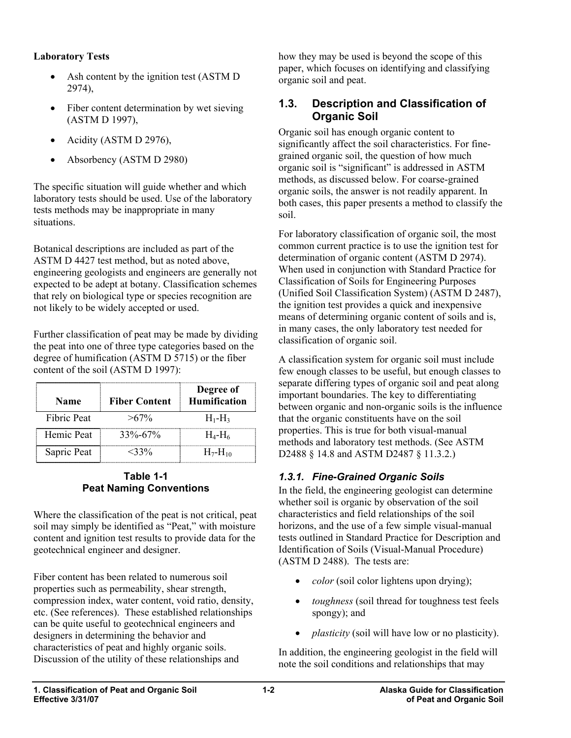**Laboratory Tests**

- Ash content by the ignition test (ASTM D 2974),
- Fiber content determination by wet sieving (ASTM D 1997),
- Acidity (ASTM D 2976),
- Absorbency (ASTM D 2980)

The specific situation will guide whether and which laboratory tests should be used. Use of the laboratory tests methods may be inappropriate in many situations.

Botanical descriptions are included as part of the ASTM D 4427 test method, but as noted above, engineering geologists and engineers are generally not expected to be adept at botany. Classification schemes that rely on biological type or species recognition are not likely to be widely accepted or used.

Further classification of peat may be made by dividing the peat into one of three type categories based on the degree of humification (ASTM D 5715) or the fiber content of the soil (ASTM D 1997):

| Name | Fiber Content | Degree of Humification |
|---|---|---|
| Fibric Peat | >67% | $H_1$-$H_3$ |
| Hemic Peat | 33%-67% | $H_4$-$H_6$ |
| Sapric Peat | <33% | $H_7$-$H_{10}$ |

**Table 1-1**
**Peat Naming Conventions**

Where the classification of the peat is not critical, peat soil may simply be identified as "Peat," with moisture content and ignition test results to provide data for the geotechnical engineer and designer.

Fiber content has been related to numerous soil properties such as permeability, shear strength, compression index, water content, void ratio, density, etc. (See references). These established relationships can be quite useful to geotechnical engineers and designers in determining the behavior and characteristics of peat and highly organic soils. Discussion of the utility of these relationships and how they may be used is beyond the scope of this paper, which focuses on identifying and classifying organic soil and peat.

## 1.3. Description and Classification of Organic Soil

Organic soil has enough organic content to significantly affect the soil characteristics. For fine-grained organic soil, the question of how much organic soil is "significant" is addressed in ASTM methods, as discussed below. For coarse-grained organic soils, the answer is not readily apparent. In both cases, this paper presents a method to classify the soil.

For laboratory classification of organic soil, the most common current practice is to use the ignition test for determination of organic content (ASTM D 2974). When used in conjunction with Standard Practice for Classification of Soils for Engineering Purposes (Unified Soil Classification System) (ASTM D 2487), the ignition test provides a quick and inexpensive means of determining organic content of soils and is, in many cases, the only laboratory test needed for classification of organic soil.

A classification system for organic soil must include few enough classes to be useful, but enough classes to separate differing types of organic soil and peat along important boundaries. The key to differentiating between organic and non-organic soils is the influence that the organic constituents have on the soil properties. This is true for both visual-manual methods and laboratory test methods. (See ASTM D2488 § 14.8 and ASTM D2487 § 11.3.2.)

### *1.3.1. Fine-Grained Organic Soils*

In the field, the engineering geologist can determine whether soil is organic by observation of the soil characteristics and field relationships of the soil horizons, and the use of a few simple visual-manual tests outlined in Standard Practice for Description and Identification of Soils (Visual-Manual Procedure) (ASTM D 2488). The tests are:

- *color* (soil color lightens upon drying);
- *toughness* (soil thread for toughness test feels spongy); and
- *plasticity* (soil will have low or no plasticity).

In addition, the engineering geologist in the field will note the soil conditions and relationships that may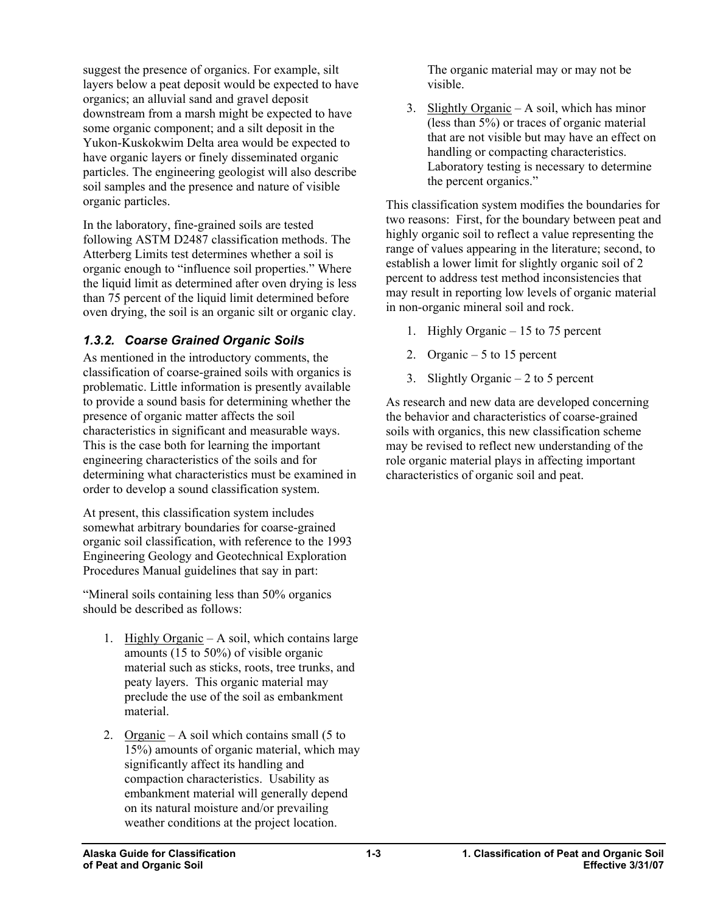suggest the presence of organics. For example, silt layers below a peat deposit would be expected to have organics; an alluvial sand and gravel deposit downstream from a marsh might be expected to have some organic component; and a silt deposit in the Yukon-Kuskokwim Delta area would be expected to have organic layers or finely disseminated organic particles. The engineering geologist will also describe soil samples and the presence and nature of visible organic particles.

In the laboratory, fine-grained soils are tested following ASTM D2487 classification methods. The Atterberg Limits test determines whether a soil is organic enough to "influence soil properties." Where the liquid limit as determined after oven drying is less than 75 percent of the liquid limit determined before oven drying, the soil is an organic silt or organic clay.

### *1.3.2. Coarse Grained Organic Soils*

As mentioned in the introductory comments, the classification of coarse-grained soils with organics is problematic. Little information is presently available to provide a sound basis for determining whether the presence of organic matter affects the soil characteristics in significant and measurable ways. This is the case both for learning the important engineering characteristics of the soils and for determining what characteristics must be examined in order to develop a sound classification system.

At present, this classification system includes somewhat arbitrary boundaries for coarse-grained organic soil classification, with reference to the 1993 Engineering Geology and Geotechnical Exploration Procedures Manual guidelines that say in part:

"Mineral soils containing less than 50% organics should be described as follows:

1. <u>Highly Organic</u> – A soil, which contains large amounts (15 to 50%) of visible organic material such as sticks, roots, tree trunks, and peaty layers. This organic material may preclude the use of the soil as embankment material.
2. <u>Organic</u> – A soil which contains small (5 to 15%) amounts of organic material, which may significantly affect its handling and compaction characteristics. Usability as embankment material will generally depend on its natural moisture and/or prevailing weather conditions at the project location. The organic material may or may not be visible.
3. <u>Slightly Organic</u> – A soil, which has minor (less than 5%) or traces of organic material that are not visible but may have an effect on handling or compacting characteristics. Laboratory testing is necessary to determine the percent organics."

This classification system modifies the boundaries for two reasons: First, for the boundary between peat and highly organic soil to reflect a value representing the range of values appearing in the literature; second, to establish a lower limit for slightly organic soil of 2 percent to address test method inconsistencies that may result in reporting low levels of organic material in non-organic mineral soil and rock.

1. Highly Organic – 15 to 75 percent
2. Organic – 5 to 15 percent
3. Slightly Organic – 2 to 5 percent

As research and new data are developed concerning the behavior and characteristics of coarse-grained soils with organics, this new classification scheme may be revised to reflect new understanding of the role organic material plays in affecting important characteristics of organic soil and peat.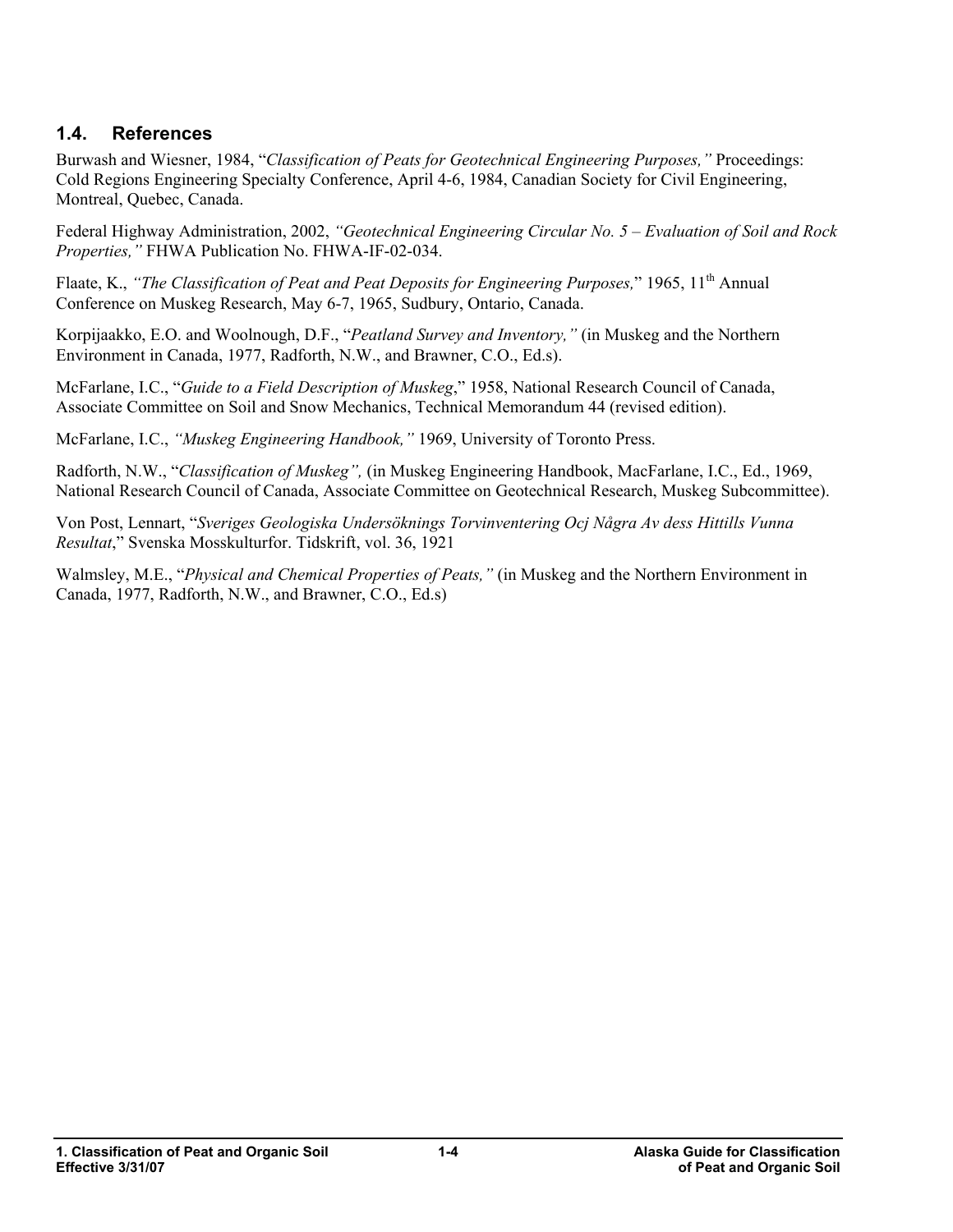## 1.4. References

Burwash and Wiesner, 1984, "*Classification of Peats for Geotechnical Engineering Purposes,"* Proceedings: Cold Regions Engineering Specialty Conference, April 4-6, 1984, Canadian Society for Civil Engineering, Montreal, Quebec, Canada.

Federal Highway Administration, 2002, *"Geotechnical Engineering Circular No. 5 – Evaluation of Soil and Rock Properties,"* FHWA Publication No. FHWA-IF-02-034.

Flaate, K., *"The Classification of Peat and Peat Deposits for Engineering Purposes,*" 1965, 11th Annual Conference on Muskeg Research, May 6-7, 1965, Sudbury, Ontario, Canada.

Korpijaakko, E.O. and Woolnough, D.F., "*Peatland Survey and Inventory,"* (in Muskeg and the Northern Environment in Canada, 1977, Radforth, N.W., and Brawner, C.O., Ed.s).

McFarlane, I.C., "*Guide to a Field Description of Muskeg*," 1958, National Research Council of Canada, Associate Committee on Soil and Snow Mechanics, Technical Memorandum 44 (revised edition).

McFarlane, I.C., *"Muskeg Engineering Handbook,"* 1969, University of Toronto Press.

Radforth, N.W., "*Classification of Muskeg",* (in Muskeg Engineering Handbook, MacFarlane, I.C., Ed., 1969, National Research Council of Canada, Associate Committee on Geotechnical Research, Muskeg Subcommittee).

Von Post, Lennart, "*Sveriges Geologiska Undersöknings Torvinventering Ocj Några Av dess Hittills Vunna Resultat*," Svenska Mosskulturfor. Tidskrift, vol. 36, 1921

Walmsley, M.E., "*Physical and Chemical Properties of Peats,"* (in Muskeg and the Northern Environment in Canada, 1977, Radforth, N.W., and Brawner, C.O., Ed.s)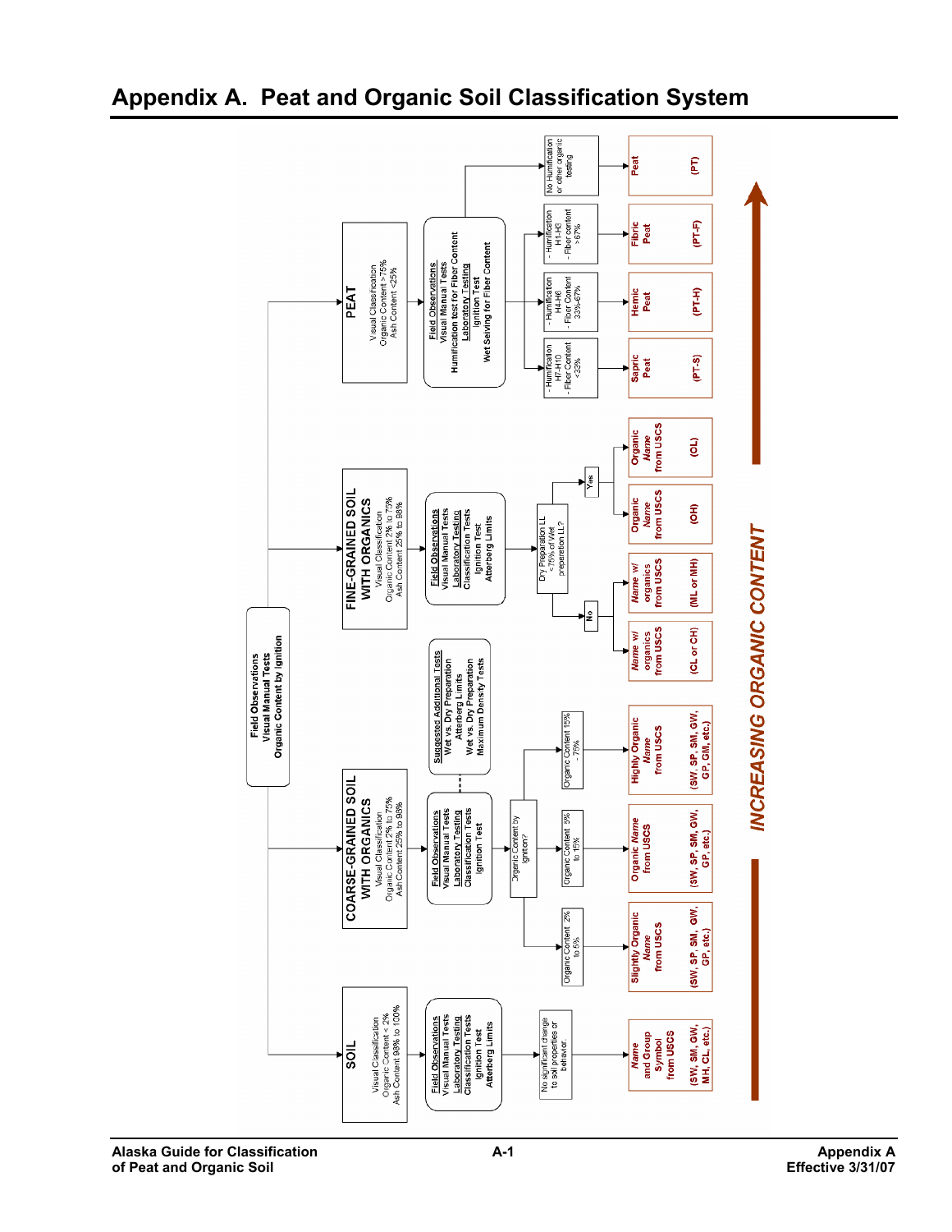# Appendix A. Peat and Organic Soil Classification System

Field Observations
Visual Manual Tests
Organic Content by Ignition

**SOIL**
Visual Classification
Organic Content < 2%
Ash Content 98% to 100%

Field Observations
Visual Manual Tests
Laboratory Testing
Classification Tests
Ignition Test
Atterberg Limits

No significant change to soil properties or behavior.

*Name* and Group Symbol from USCS
(SW, SM, GW, MH, CL, etc.)

**COARSE-GRAINED SOIL WITH ORGANICS**
Visual Classification
Organic Content 2% to 75%
Ash Content 25% to 98%

Field Observations
Visual Manual Tests
Laboratory Testing
Classification Tests
Ignition Test

Suggested Additional Tests
Wet vs. Dry Preparation
Atterberg Limits
Wet vs. Dry Preparation
Maximum Density Tests

Organic Content by Ignition?

Organic Content 2% to 5%
Slightly Organic *Name* from USCS
(SW, SP, SM, GW, GP, etc.)

Organic Content 5% to 15%
Organic *Name* from USCS
(SW, SP, SM, GW, GP, etc.)

Organic Content 15% - 75%
Highly Organic *Name* from USCS
(SW, SP, SM, GW, GP, GM, etc.)

**FINE-GRAINED SOIL WITH ORGANICS**
Visual Classification
Organic Content 2% to 75%
Ash Content 25% to 98%

Field Observations
Visual Manual Tests
Laboratory Testing
Classification Tests
Ignition Test
Atterberg Limits

Dry Preparation LL < 75% of Wet preparation LL?

No:
*Name* w/ organics from USCS (CL or CH)
*Name* w/ organics from USCS (ML or MH)

Yes:
Organic *Name* from USCS (OH)
Organic *Name* from USCS (OL)

**PEAT**
Visual Classification
Organic Content >75%
Ash Content <25%

Field Observations
Visual Manual Tests
Humification test for Fiber Content
Laboratory Testing
Ignition Test
Wet Seiving for Fiber Content

- Humification H7-H10
- Fiber Content <33%
Sapric Peat (PT-S)

- Humification H4-H6
- Fiber Content 33%-67%
Hemic Peat (PT-H)

- Humification H1-H3
- Fiber content >67%
Fibric Peat (PT-F)

No Humification or other organic testing
Peat (PT)

*INCREASING ORGANIC CONTENT*